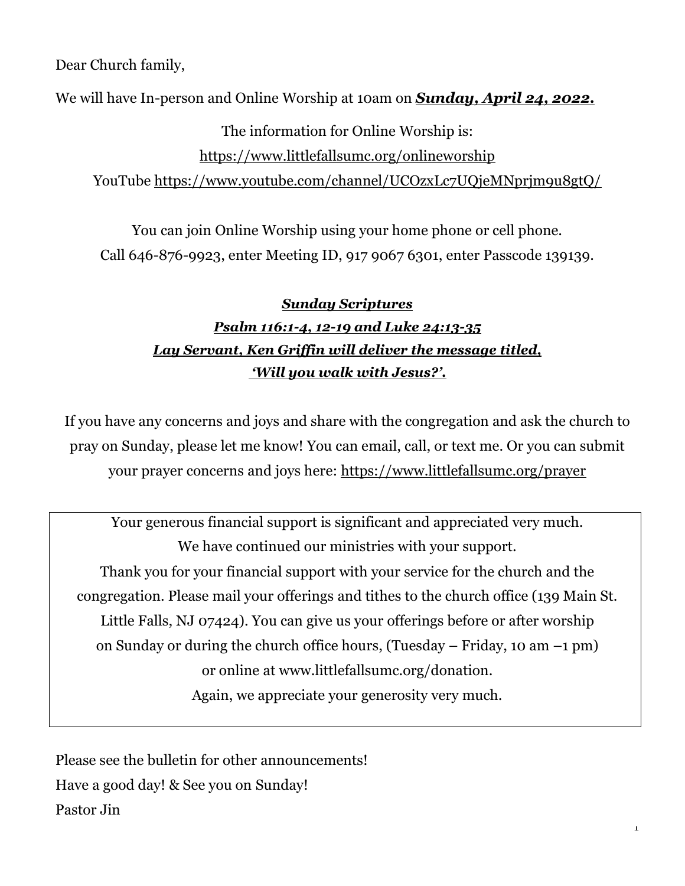Dear Church family,

We will have In-person and Online Worship at 10am on ***<u>Sunday, April 24, 2022.</u>***

The information for Online Worship is:
https://www.littlefallsumc.org/onlineworship
YouTube https://www.youtube.com/channel/UCOzxLc7UQjeMNprjm9u8gtQ/

You can join Online Worship using your home phone or cell phone.
Call 646-876-9923, enter Meeting ID, 917 9067 6301, enter Passcode 139139.

***Sunday Scriptures***
***Psalm 116:1-4, 12-19 and Luke 24:13-35***
***Lay Servant, Ken Griffin will deliver the message titled,***
***'Will you walk with Jesus?'.***

If you have any concerns and joys and share with the congregation and ask the church to pray on Sunday, please let me know! You can email, call, or text me. Or you can submit your prayer concerns and joys here: https://www.littlefallsumc.org/prayer

Your generous financial support is significant and appreciated very much.
We have continued our ministries with your support.
Thank you for your financial support with your service for the church and the congregation. Please mail your offerings and tithes to the church office (139 Main St. Little Falls, NJ 07424). You can give us your offerings before or after worship on Sunday or during the church office hours, (Tuesday – Friday, 10 am –1 pm) or online at www.littlefallsumc.org/donation.
Again, we appreciate your generosity very much.

Please see the bulletin for other announcements!
Have a good day! & See you on Sunday!
Pastor Jin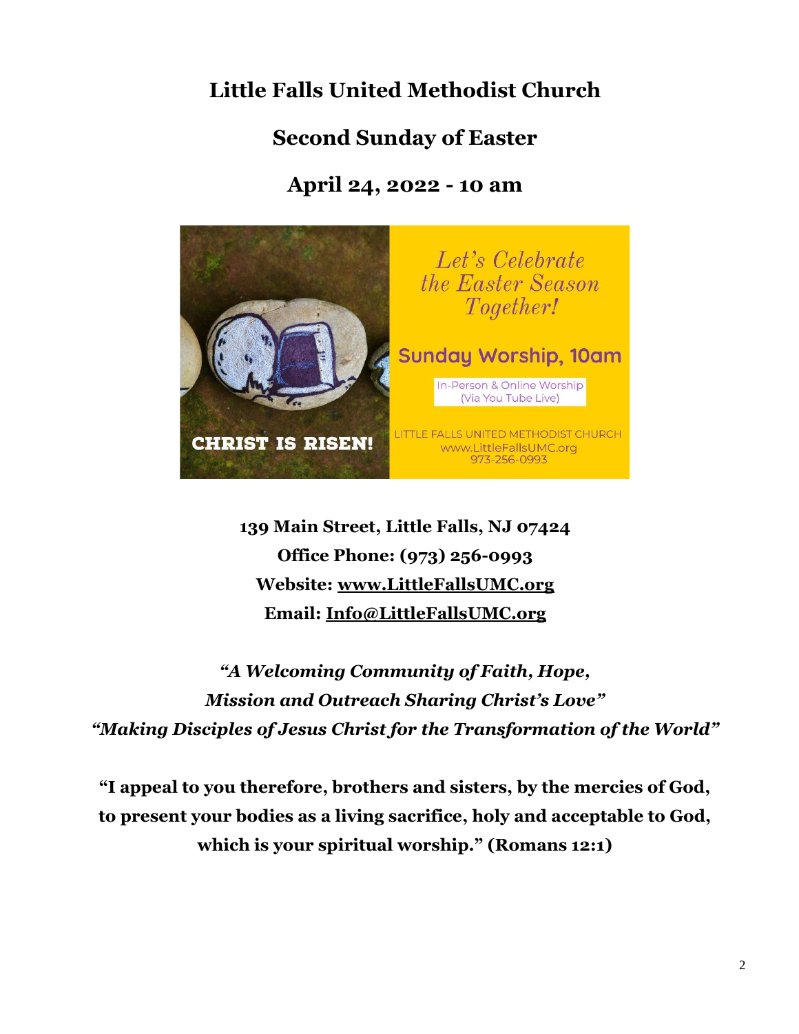# Little Falls United Methodist Church

## Second Sunday of Easter

## April 24, 2022 - 10 am

Let's Celebrate the Easter Season Together!

Sunday Worship, 10am

In-Person & Online Worship (Via You Tube Live)

LITTLE FALLS UNITED METHODIST CHURCH
www.LittleFallsUMC.org
973-256-0993

CHRIST IS RISEN!

**139 Main Street, Little Falls, NJ 07424**
**Office Phone: (973) 256-0993**
**Website: www.LittleFallsUMC.org**
**Email: Info@LittleFallsUMC.org**

***"A Welcoming Community of Faith, Hope,***
***Mission and Outreach Sharing Christ's Love"***
***"Making Disciples of Jesus Christ for the Transformation of the World"***

**"I appeal to you therefore, brothers and sisters, by the mercies of God, to present your bodies as a living sacrifice, holy and acceptable to God, which is your spiritual worship." (Romans 12:1)**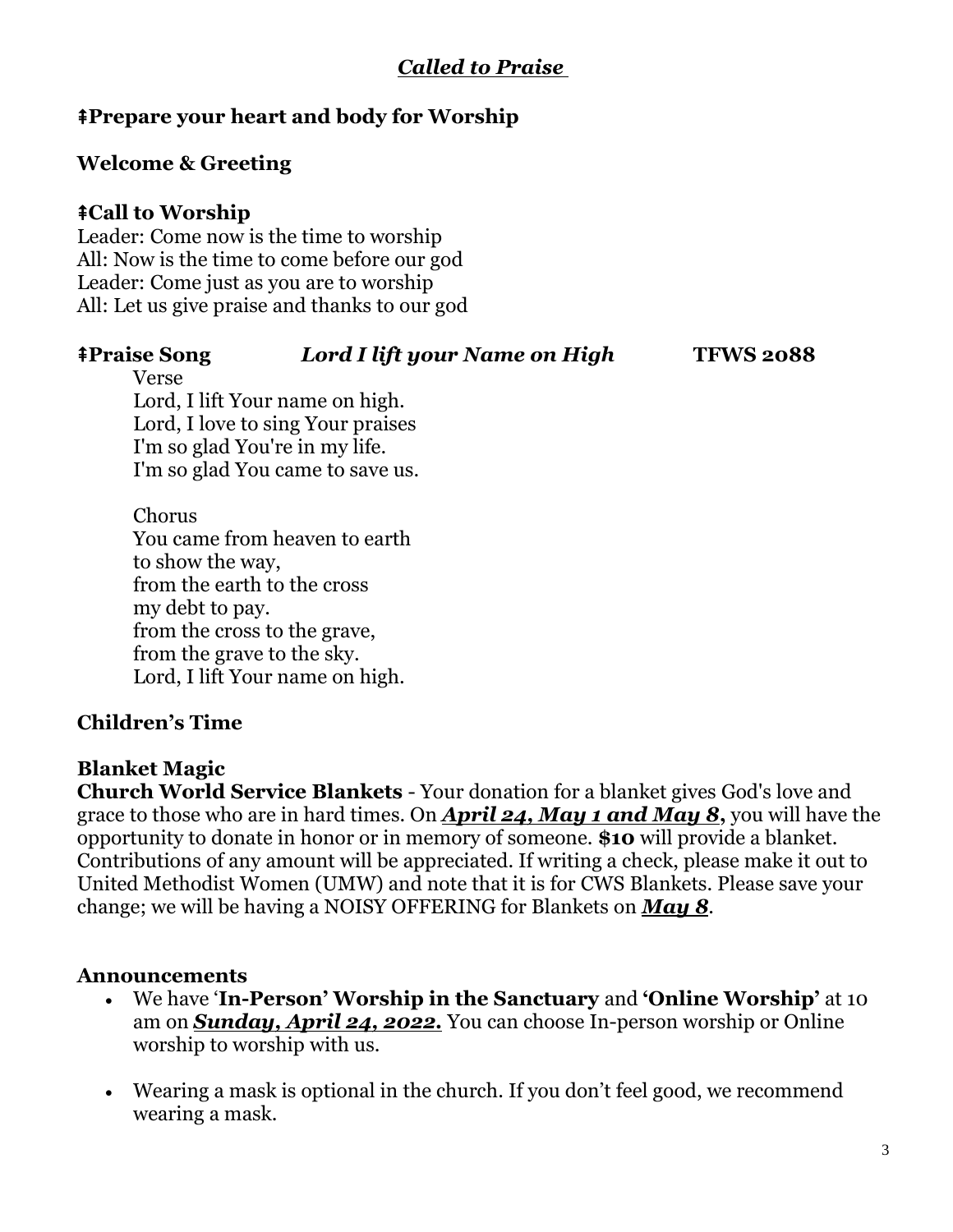## ***Called to Praise***

### ⇞Prepare your heart and body for Worship

### Welcome & Greeting

### ⇞Call to Worship

Leader: Come now is the time to worship
All: Now is the time to come before our god
Leader: Come just as you are to worship
All: Let us give praise and thanks to our god

### ⇞Praise Song *Lord I lift your Name on High* TFWS 2088

Verse
Lord, I lift Your name on high.
Lord, I love to sing Your praises
I'm so glad You're in my life.
I'm so glad You came to save us.

Chorus
You came from heaven to earth
to show the way,
from the earth to the cross
my debt to pay.
from the cross to the grave,
from the grave to the sky.
Lord, I lift Your name on high.

### Children's Time

### Blanket Magic

**Church World Service Blankets** - Your donation for a blanket gives God's love and grace to those who are in hard times. On ***April 24, May 1 and May 8*****,** you will have the opportunity to donate in honor or in memory of someone. **$10** will provide a blanket. Contributions of any amount will be appreciated. If writing a check, please make it out to United Methodist Women (UMW) and note that it is for CWS Blankets. Please save your change; we will be having a NOISY OFFERING for Blankets on ***May 8***.

### Announcements

- We have '**In-Person' Worship in the Sanctuary** and **'Online Worship'** at 10 am on ***Sunday, April 24, 2022.*** You can choose In-person worship or Online worship to worship with us.
- Wearing a mask is optional in the church. If you don't feel good, we recommend wearing a mask.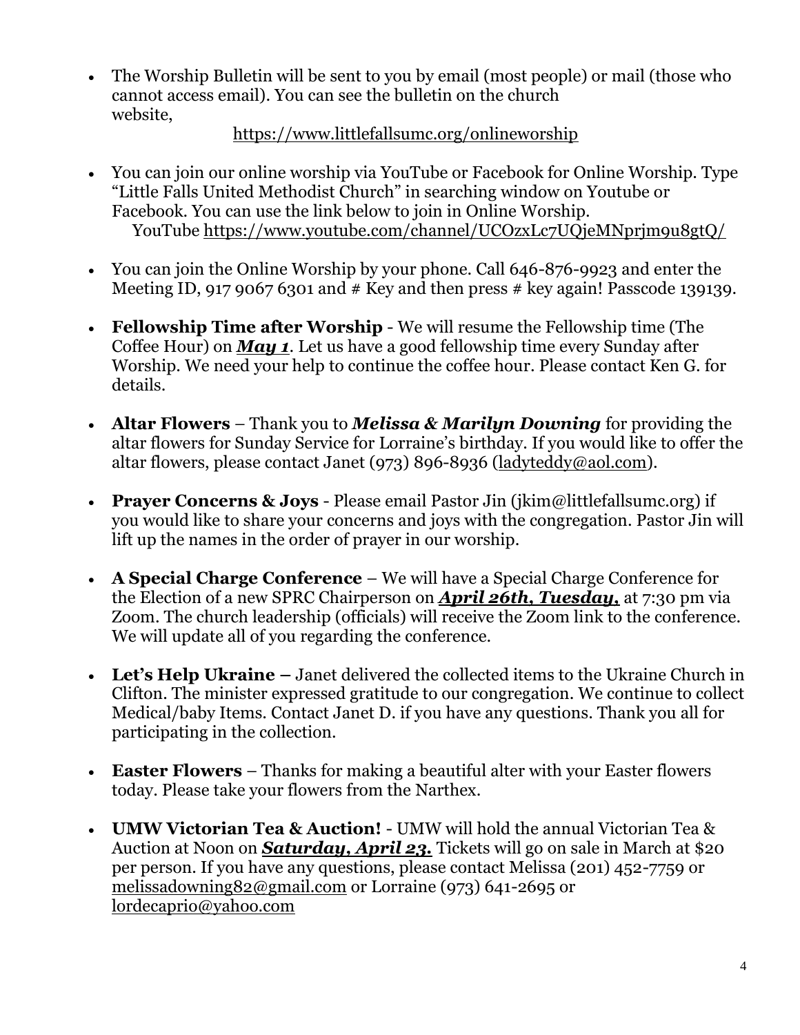- The Worship Bulletin will be sent to you by email (most people) or mail (those who cannot access email). You can see the bulletin on the church website,

  https://www.littlefallsumc.org/onlineworship

- You can join our online worship via YouTube or Facebook for Online Worship. Type "Little Falls United Methodist Church" in searching window on Youtube or Facebook. You can use the link below to join in Online Worship.
  YouTube https://www.youtube.com/channel/UCOzxLc7UQjeMNprjm9u8gtQ/

- You can join the Online Worship by your phone. Call 646-876-9923 and enter the Meeting ID, 917 9067 6301 and # Key and then press # key again! Passcode 139139.

- **Fellowship Time after Worship** - We will resume the Fellowship time (The Coffee Hour) on ***May 1***. Let us have a good fellowship time every Sunday after Worship. We need your help to continue the coffee hour. Please contact Ken G. for details.

- **Altar Flowers** – Thank you to ***Melissa & Marilyn Downing*** for providing the altar flowers for Sunday Service for Lorraine's birthday. If you would like to offer the altar flowers, please contact Janet (973) 896-8936 (ladyteddy@aol.com).

- **Prayer Concerns & Joys** - Please email Pastor Jin (jkim@littlefallsumc.org) if you would like to share your concerns and joys with the congregation. Pastor Jin will lift up the names in the order of prayer in our worship.

- **A Special Charge Conference** – We will have a Special Charge Conference for the Election of a new SPRC Chairperson on ***April 26th, Tuesday,*** at 7:30 pm via Zoom. The church leadership (officials) will receive the Zoom link to the conference. We will update all of you regarding the conference.

- **Let's Help Ukraine –** Janet delivered the collected items to the Ukraine Church in Clifton. The minister expressed gratitude to our congregation. We continue to collect Medical/baby Items. Contact Janet D. if you have any questions. Thank you all for participating in the collection.

- **Easter Flowers** – Thanks for making a beautiful alter with your Easter flowers today. Please take your flowers from the Narthex.

- **UMW Victorian Tea & Auction!** - UMW will hold the annual Victorian Tea & Auction at Noon on ***Saturday, April 23.*** Tickets will go on sale in March at $20 per person. If you have any questions, please contact Melissa (201) 452-7759 or melissadowning82@gmail.com or Lorraine (973) 641-2695 or lordecaprio@yahoo.com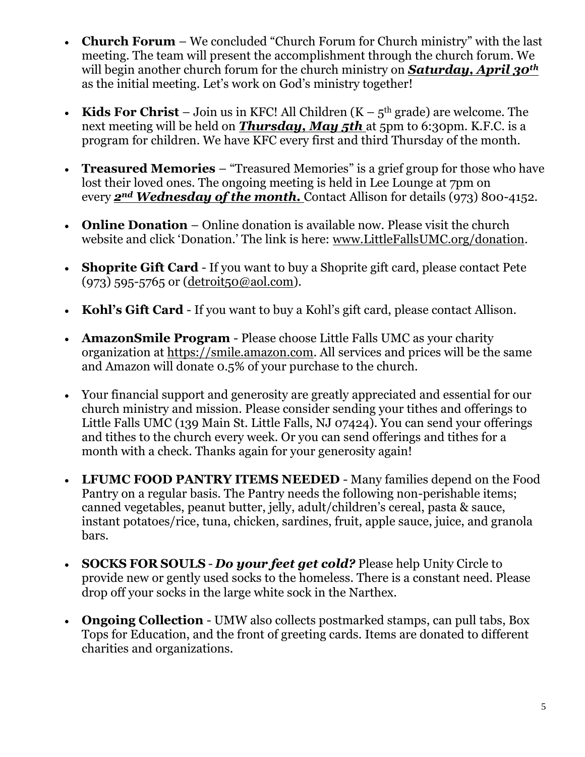- **Church Forum** – We concluded "Church Forum for Church ministry" with the last meeting. The team will present the accomplishment through the church forum. We will begin another church forum for the church ministry on ***Saturday, April 30th*** as the initial meeting. Let's work on God's ministry together!

- **Kids For Christ** – Join us in KFC! All Children (K – 5th grade) are welcome. The next meeting will be held on ***Thursday, May 5th*** at 5pm to 6:30pm. K.F.C. is a program for children. We have KFC every first and third Thursday of the month.

- **Treasured Memories** – "Treasured Memories" is a grief group for those who have lost their loved ones. The ongoing meeting is held in Lee Lounge at 7pm on every ***2nd Wednesday of the month.*** Contact Allison for details (973) 800-4152.

- **Online Donation** – Online donation is available now. Please visit the church website and click 'Donation.' The link is here: www.LittleFallsUMC.org/donation.

- **Shoprite Gift Card** - If you want to buy a Shoprite gift card, please contact Pete (973) 595-5765 or (detroit50@aol.com).

- **Kohl's Gift Card** - If you want to buy a Kohl's gift card, please contact Allison.

- **AmazonSmile Program** - Please choose Little Falls UMC as your charity organization at https://smile.amazon.com. All services and prices will be the same and Amazon will donate 0.5% of your purchase to the church.

- Your financial support and generosity are greatly appreciated and essential for our church ministry and mission. Please consider sending your tithes and offerings to Little Falls UMC (139 Main St. Little Falls, NJ 07424). You can send your offerings and tithes to the church every week. Or you can send offerings and tithes for a month with a check. Thanks again for your generosity again!

- **LFUMC FOOD PANTRY ITEMS NEEDED** - Many families depend on the Food Pantry on a regular basis. The Pantry needs the following non-perishable items; canned vegetables, peanut butter, jelly, adult/children's cereal, pasta & sauce, instant potatoes/rice, tuna, chicken, sardines, fruit, apple sauce, juice, and granola bars.

- **SOCKS FOR SOULS** - ***Do your feet get cold?*** Please help Unity Circle to provide new or gently used socks to the homeless. There is a constant need. Please drop off your socks in the large white sock in the Narthex.

- **Ongoing Collection** - UMW also collects postmarked stamps, can pull tabs, Box Tops for Education, and the front of greeting cards. Items are donated to different charities and organizations.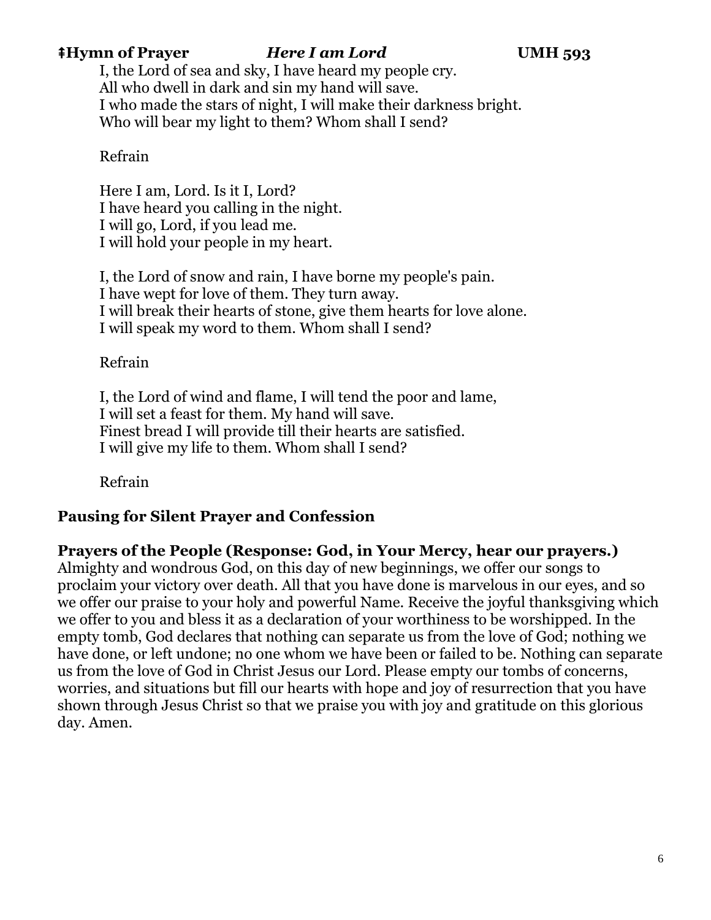**‡Hymn of Prayer** ***Here I am Lord*** **UMH 593**

I, the Lord of sea and sky, I have heard my people cry.
All who dwell in dark and sin my hand will save.
I who made the stars of night, I will make their darkness bright.
Who will bear my light to them? Whom shall I send?

Refrain

Here I am, Lord. Is it I, Lord?
I have heard you calling in the night.
I will go, Lord, if you lead me.
I will hold your people in my heart.

I, the Lord of snow and rain, I have borne my people's pain.
I have wept for love of them. They turn away.
I will break their hearts of stone, give them hearts for love alone.
I will speak my word to them. Whom shall I send?

Refrain

I, the Lord of wind and flame, I will tend the poor and lame,
I will set a feast for them. My hand will save.
Finest bread I will provide till their hearts are satisfied.
I will give my life to them. Whom shall I send?

Refrain

**Pausing for Silent Prayer and Confession**

**Prayers of the People (Response: God, in Your Mercy, hear our prayers.)**
Almighty and wondrous God, on this day of new beginnings, we offer our songs to proclaim your victory over death. All that you have done is marvelous in our eyes, and so we offer our praise to your holy and powerful Name. Receive the joyful thanksgiving which we offer to you and bless it as a declaration of your worthiness to be worshipped. In the empty tomb, God declares that nothing can separate us from the love of God; nothing we have done, or left undone; no one whom we have been or failed to be. Nothing can separate us from the love of God in Christ Jesus our Lord. Please empty our tombs of concerns, worries, and situations but fill our hearts with hope and joy of resurrection that you have shown through Jesus Christ so that we praise you with joy and gratitude on this glorious day. Amen.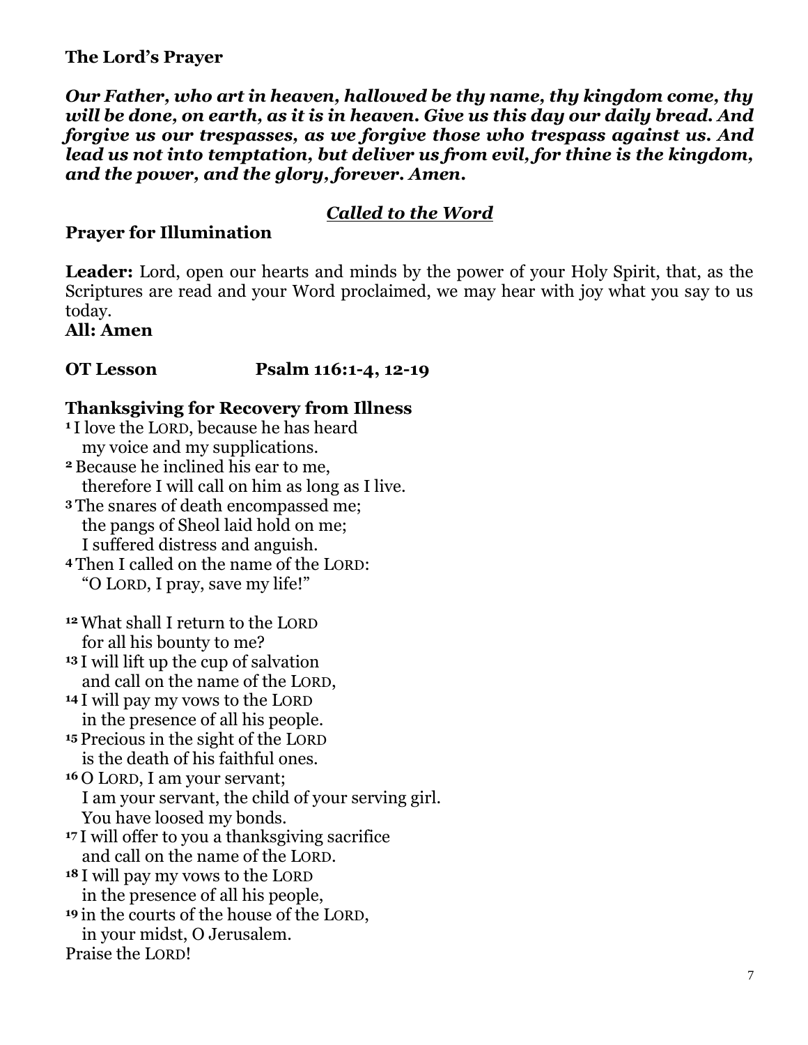**The Lord's Prayer**

***Our Father, who art in heaven, hallowed be thy name, thy kingdom come, thy will be done, on earth, as it is in heaven. Give us this day our daily bread. And forgive us our trespasses, as we forgive those who trespass against us. And lead us not into temptation, but deliver us from evil, for thine is the kingdom, and the power, and the glory, forever. Amen.***

***Called to the Word***

**Prayer for Illumination**

**Leader:** Lord, open our hearts and minds by the power of your Holy Spirit, that, as the Scriptures are read and your Word proclaimed, we may hear with joy what you say to us today.
**All: Amen**

**OT Lesson Psalm 116:1-4, 12-19**

**Thanksgiving for Recovery from Illness**

**1** I love the LORD, because he has heard
  my voice and my supplications.
**2** Because he inclined his ear to me,
  therefore I will call on him as long as I live.
**3** The snares of death encompassed me;
  the pangs of Sheol laid hold on me;
  I suffered distress and anguish.
**4** Then I called on the name of the LORD:
  "O LORD, I pray, save my life!"

**12** What shall I return to the LORD
  for all his bounty to me?
**13** I will lift up the cup of salvation
  and call on the name of the LORD,
**14** I will pay my vows to the LORD
  in the presence of all his people.
**15** Precious in the sight of the LORD
  is the death of his faithful ones.
**16** O LORD, I am your servant;
  I am your servant, the child of your serving girl.
  You have loosed my bonds.
**17** I will offer to you a thanksgiving sacrifice
  and call on the name of the LORD.
**18** I will pay my vows to the LORD
  in the presence of all his people,
**19** in the courts of the house of the LORD,
  in your midst, O Jerusalem.
Praise the LORD!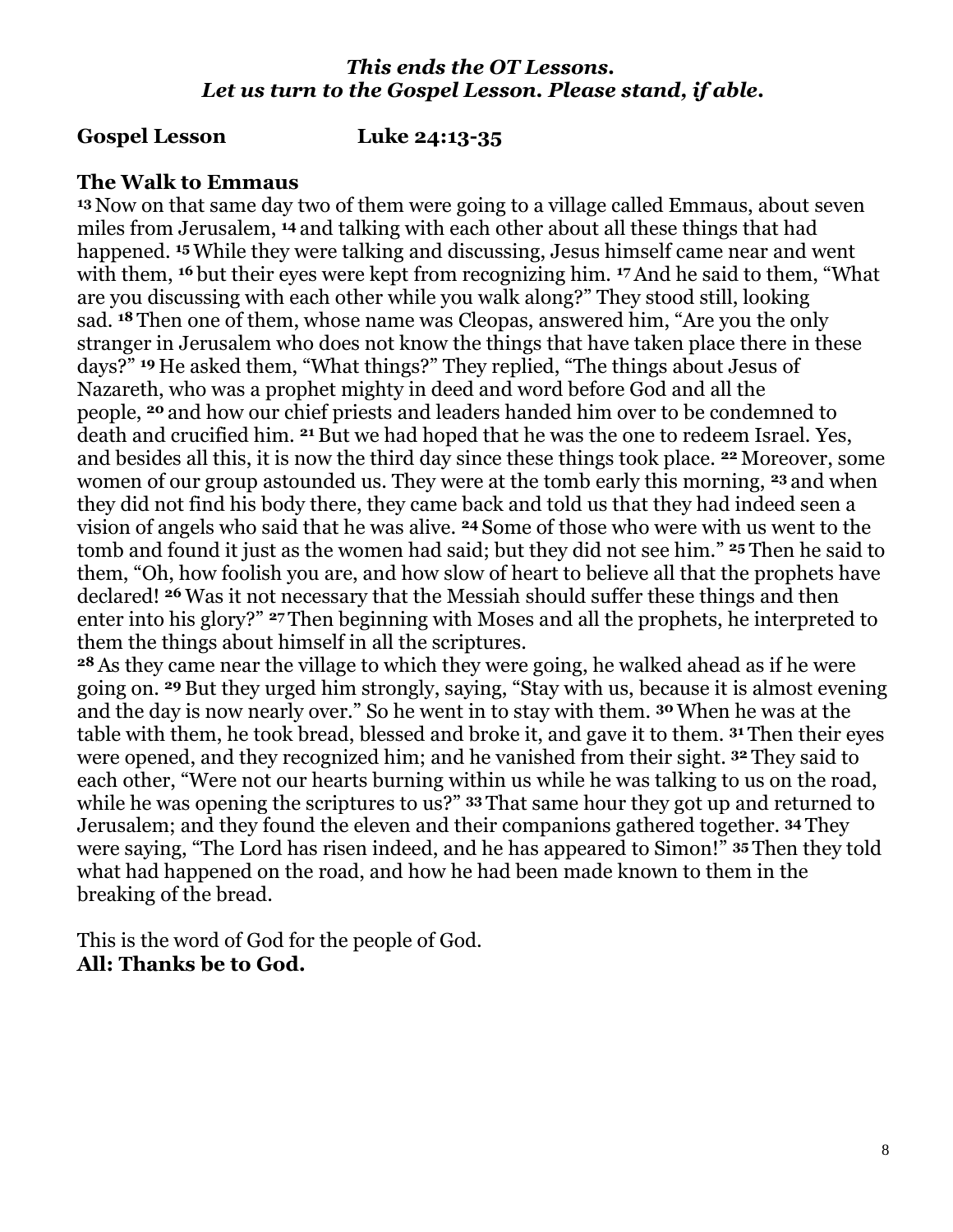***This ends the OT Lessons.***
***Let us turn to the Gospel Lesson. Please stand, if able.***

**Gospel Lesson** **Luke 24:13-35**

**The Walk to Emmaus**
**13** Now on that same day two of them were going to a village called Emmaus, about seven miles from Jerusalem, **14** and talking with each other about all these things that had happened. **15** While they were talking and discussing, Jesus himself came near and went with them, **16** but their eyes were kept from recognizing him. **17** And he said to them, "What are you discussing with each other while you walk along?" They stood still, looking sad. **18** Then one of them, whose name was Cleopas, answered him, "Are you the only stranger in Jerusalem who does not know the things that have taken place there in these days?" **19** He asked them, "What things?" They replied, "The things about Jesus of Nazareth, who was a prophet mighty in deed and word before God and all the people, **20** and how our chief priests and leaders handed him over to be condemned to death and crucified him. **21** But we had hoped that he was the one to redeem Israel. Yes, and besides all this, it is now the third day since these things took place. **22** Moreover, some women of our group astounded us. They were at the tomb early this morning, **23** and when they did not find his body there, they came back and told us that they had indeed seen a vision of angels who said that he was alive. **24** Some of those who were with us went to the tomb and found it just as the women had said; but they did not see him." **25** Then he said to them, "Oh, how foolish you are, and how slow of heart to believe all that the prophets have declared! **26** Was it not necessary that the Messiah should suffer these things and then enter into his glory?" **27** Then beginning with Moses and all the prophets, he interpreted to them the things about himself in all the scriptures.
**28** As they came near the village to which they were going, he walked ahead as if he were going on. **29** But they urged him strongly, saying, "Stay with us, because it is almost evening and the day is now nearly over." So he went in to stay with them. **30** When he was at the table with them, he took bread, blessed and broke it, and gave it to them. **31** Then their eyes were opened, and they recognized him; and he vanished from their sight. **32** They said to each other, "Were not our hearts burning within us while he was talking to us on the road, while he was opening the scriptures to us?" **33** That same hour they got up and returned to Jerusalem; and they found the eleven and their companions gathered together. **34** They were saying, "The Lord has risen indeed, and he has appeared to Simon!" **35** Then they told what had happened on the road, and how he had been made known to them in the breaking of the bread.

This is the word of God for the people of God.
**All: Thanks be to God.**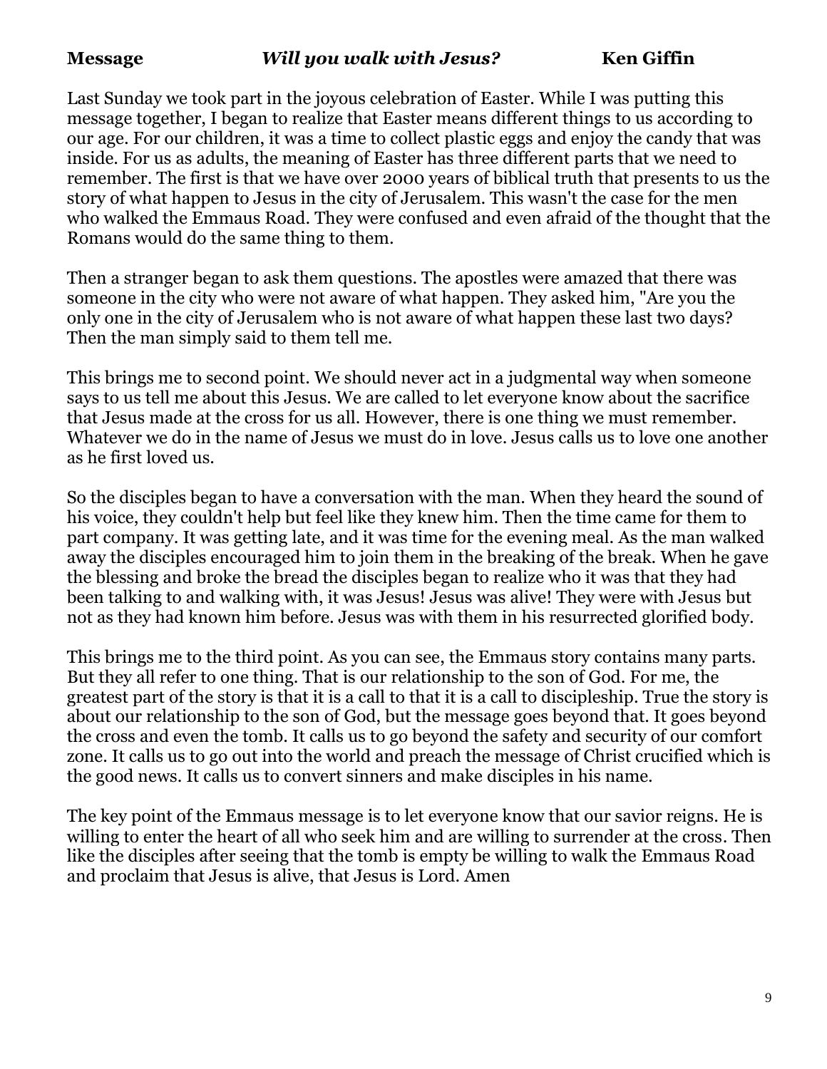**Message** ***Will you walk with Jesus?*** **Ken Giffin**

Last Sunday we took part in the joyous celebration of Easter. While I was putting this message together, I began to realize that Easter means different things to us according to our age. For our children, it was a time to collect plastic eggs and enjoy the candy that was inside. For us as adults, the meaning of Easter has three different parts that we need to remember. The first is that we have over 2000 years of biblical truth that presents to us the story of what happen to Jesus in the city of Jerusalem. This wasn't the case for the men who walked the Emmaus Road. They were confused and even afraid of the thought that the Romans would do the same thing to them.

Then a stranger began to ask them questions. The apostles were amazed that there was someone in the city who were not aware of what happen. They asked him, "Are you the only one in the city of Jerusalem who is not aware of what happen these last two days? Then the man simply said to them tell me.

This brings me to second point. We should never act in a judgmental way when someone says to us tell me about this Jesus. We are called to let everyone know about the sacrifice that Jesus made at the cross for us all. However, there is one thing we must remember. Whatever we do in the name of Jesus we must do in love. Jesus calls us to love one another as he first loved us.

So the disciples began to have a conversation with the man. When they heard the sound of his voice, they couldn't help but feel like they knew him. Then the time came for them to part company. It was getting late, and it was time for the evening meal. As the man walked away the disciples encouraged him to join them in the breaking of the break. When he gave the blessing and broke the bread the disciples began to realize who it was that they had been talking to and walking with, it was Jesus! Jesus was alive! They were with Jesus but not as they had known him before. Jesus was with them in his resurrected glorified body.

This brings me to the third point. As you can see, the Emmaus story contains many parts. But they all refer to one thing. That is our relationship to the son of God. For me, the greatest part of the story is that it is a call to that it is a call to discipleship. True the story is about our relationship to the son of God, but the message goes beyond that. It goes beyond the cross and even the tomb. It calls us to go beyond the safety and security of our comfort zone. It calls us to go out into the world and preach the message of Christ crucified which is the good news. It calls us to convert sinners and make disciples in his name.

The key point of the Emmaus message is to let everyone know that our savior reigns. He is willing to enter the heart of all who seek him and are willing to surrender at the cross. Then like the disciples after seeing that the tomb is empty be willing to walk the Emmaus Road and proclaim that Jesus is alive, that Jesus is Lord. Amen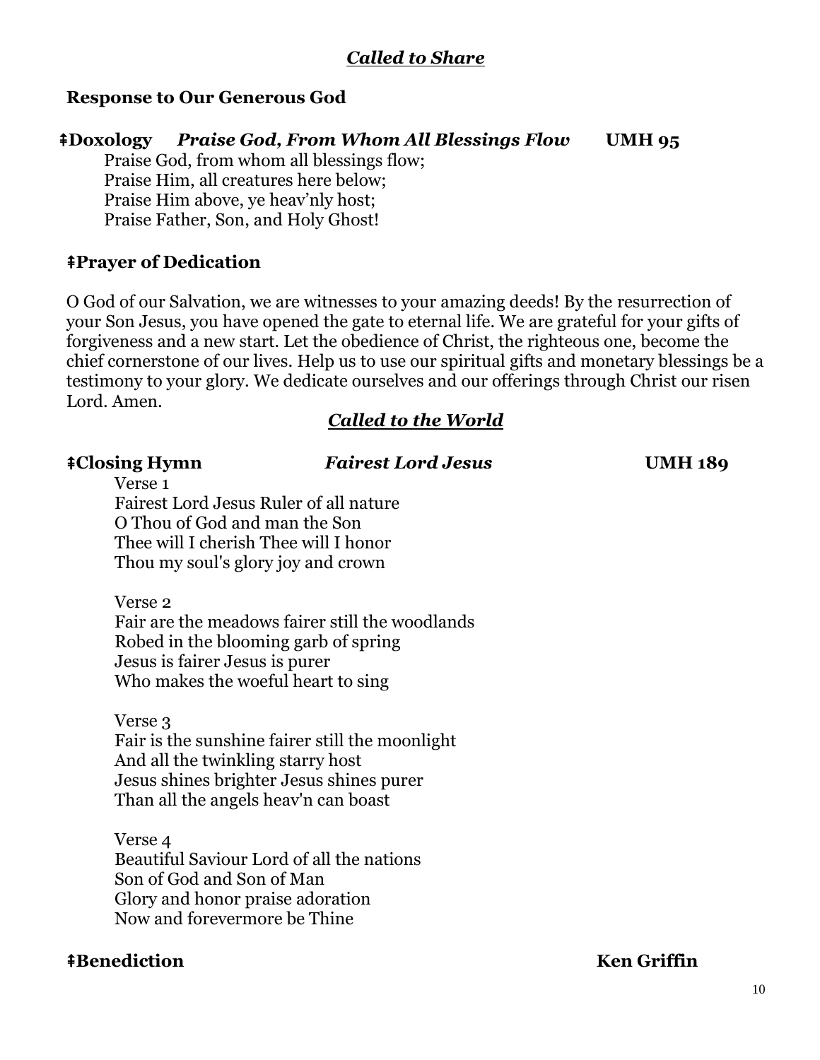## *Called to Share*

**Response to Our Generous God**

**‡Doxology** ***Praise God, From Whom All Blessings Flow*** **UMH 95**

Praise God, from whom all blessings flow;
Praise Him, all creatures here below;
Praise Him above, ye heav'nly host;
Praise Father, Son, and Holy Ghost!

**‡Prayer of Dedication**

O God of our Salvation, we are witnesses to your amazing deeds! By the resurrection of your Son Jesus, you have opened the gate to eternal life. We are grateful for your gifts of forgiveness and a new start. Let the obedience of Christ, the righteous one, become the chief cornerstone of our lives. Help us to use our spiritual gifts and monetary blessings be a testimony to your glory. We dedicate ourselves and our offerings through Christ our risen Lord. Amen.

## *Called to the World*

**‡Closing Hymn** ***Fairest Lord Jesus*** **UMH 189**

Verse 1
Fairest Lord Jesus Ruler of all nature
O Thou of God and man the Son
Thee will I cherish Thee will I honor
Thou my soul's glory joy and crown

Verse 2
Fair are the meadows fairer still the woodlands
Robed in the blooming garb of spring
Jesus is fairer Jesus is purer
Who makes the woeful heart to sing

Verse 3
Fair is the sunshine fairer still the moonlight
And all the twinkling starry host
Jesus shines brighter Jesus shines purer
Than all the angels heav'n can boast

Verse 4
Beautiful Saviour Lord of all the nations
Son of God and Son of Man
Glory and honor praise adoration
Now and forevermore be Thine

**‡Benediction** **Ken Griffin**